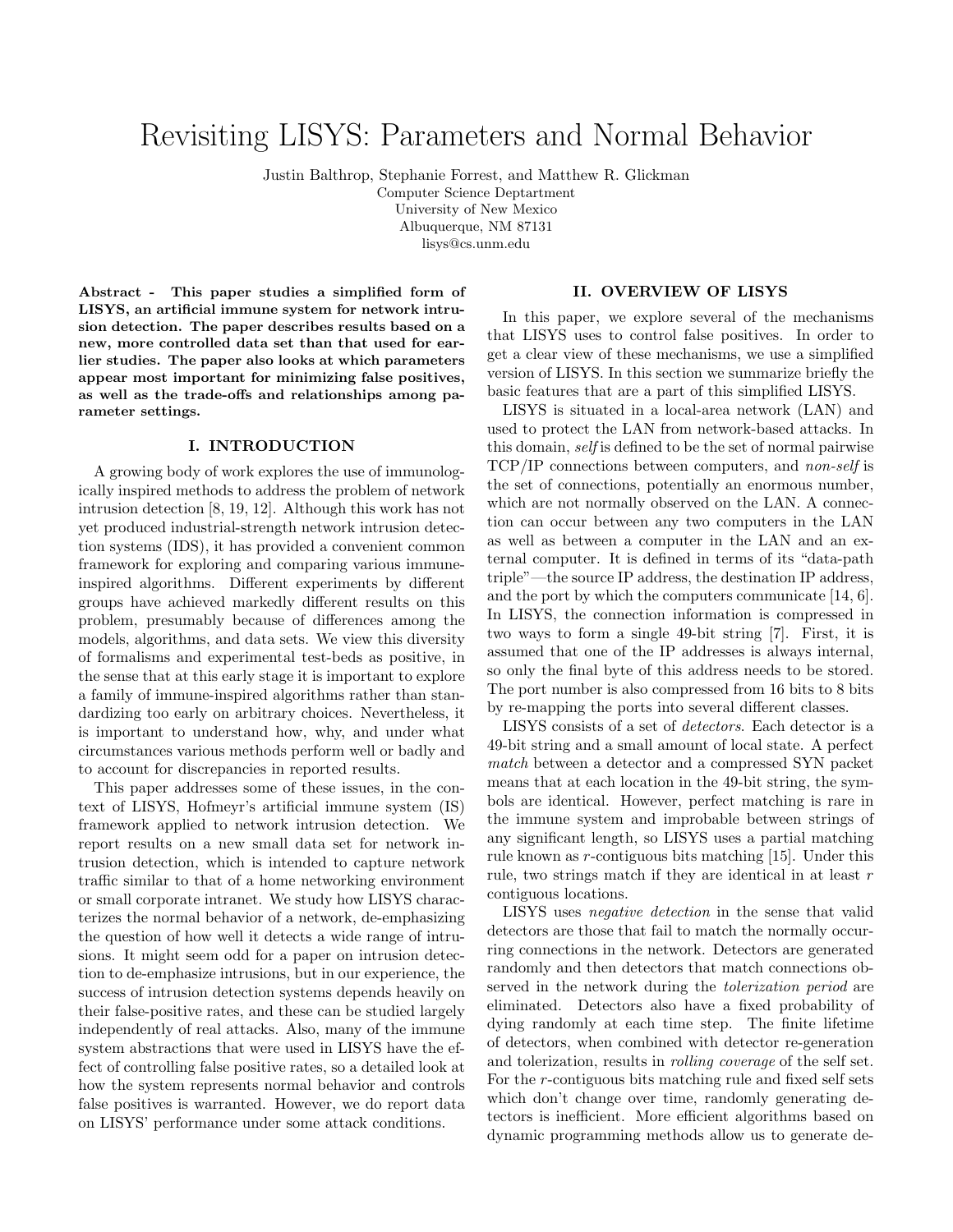# Revisiting LISYS: Parameters and Normal Behavior

Justin Balthrop, Stephanie Forrest, and Matthew R. Glickman
Computer Science Deptartment
University of New Mexico
Albuquerque, NM 87131
lisys@cs.unm.edu

**Abstract - This paper studies a simplified form of LISYS, an artificial immune system for network intrusion detection. The paper describes results based on a new, more controlled data set than that used for earlier studies. The paper also looks at which parameters appear most important for minimizing false positives, as well as the trade-offs and relationships among parameter settings.**

## I. INTRODUCTION

A growing body of work explores the use of immunologically inspired methods to address the problem of network intrusion detection [8, 19, 12]. Although this work has not yet produced industrial-strength network intrusion detection systems (IDS), it has provided a convenient common framework for exploring and comparing various immune-inspired algorithms. Different experiments by different groups have achieved markedly different results on this problem, presumably because of differences among the models, algorithms, and data sets. We view this diversity of formalisms and experimental test-beds as positive, in the sense that at this early stage it is important to explore a family of immune-inspired algorithms rather than standardizing too early on arbitrary choices. Nevertheless, it is important to understand how, why, and under what circumstances various methods perform well or badly and to account for discrepancies in reported results.

This paper addresses some of these issues, in the context of LISYS, Hofmeyr's artificial immune system (IS) framework applied to network intrusion detection. We report results on a new small data set for network intrusion detection, which is intended to capture network traffic similar to that of a home networking environment or small corporate intranet. We study how LISYS characterizes the normal behavior of a network, de-emphasizing the question of how well it detects a wide range of intrusions. It might seem odd for a paper on intrusion detection to de-emphasize intrusions, but in our experience, the success of intrusion detection systems depends heavily on their false-positive rates, and these can be studied largely independently of real attacks. Also, many of the immune system abstractions that were used in LISYS have the effect of controlling false positive rates, so a detailed look at how the system represents normal behavior and controls false positives is warranted. However, we do report data on LISYS' performance under some attack conditions.

## II. OVERVIEW OF LISYS

In this paper, we explore several of the mechanisms that LISYS uses to control false positives. In order to get a clear view of these mechanisms, we use a simplified version of LISYS. In this section we summarize briefly the basic features that are a part of this simplified LISYS.

LISYS is situated in a local-area network (LAN) and used to protect the LAN from network-based attacks. In this domain, *self* is defined to be the set of normal pairwise TCP/IP connections between computers, and *non-self* is the set of connections, potentially an enormous number, which are not normally observed on the LAN. A connection can occur between any two computers in the LAN as well as between a computer in the LAN and an external computer. It is defined in terms of its "data-path triple"—the source IP address, the destination IP address, and the port by which the computers communicate [14, 6]. In LISYS, the connection information is compressed in two ways to form a single 49-bit string [7]. First, it is assumed that one of the IP addresses is always internal, so only the final byte of this address needs to be stored. The port number is also compressed from 16 bits to 8 bits by re-mapping the ports into several different classes.

LISYS consists of a set of *detectors*. Each detector is a 49-bit string and a small amount of local state. A perfect *match* between a detector and a compressed SYN packet means that at each location in the 49-bit string, the symbols are identical. However, perfect matching is rare in the immune system and improbable between strings of any significant length, so LISYS uses a partial matching rule known as $r$-contiguous bits matching [15]. Under this rule, two strings match if they are identical in at least $r$ contiguous locations.

LISYS uses *negative detection* in the sense that valid detectors are those that fail to match the normally occurring connections in the network. Detectors are generated randomly and then detectors that match connections observed in the network during the *tolerization period* are eliminated. Detectors also have a fixed probability of dying randomly at each time step. The finite lifetime of detectors, when combined with detector re-generation and tolerization, results in *rolling coverage* of the self set. For the $r$-contiguous bits matching rule and fixed self sets which don't change over time, randomly generating detectors is inefficient. More efficient algorithms based on dynamic programming methods allow us to generate de-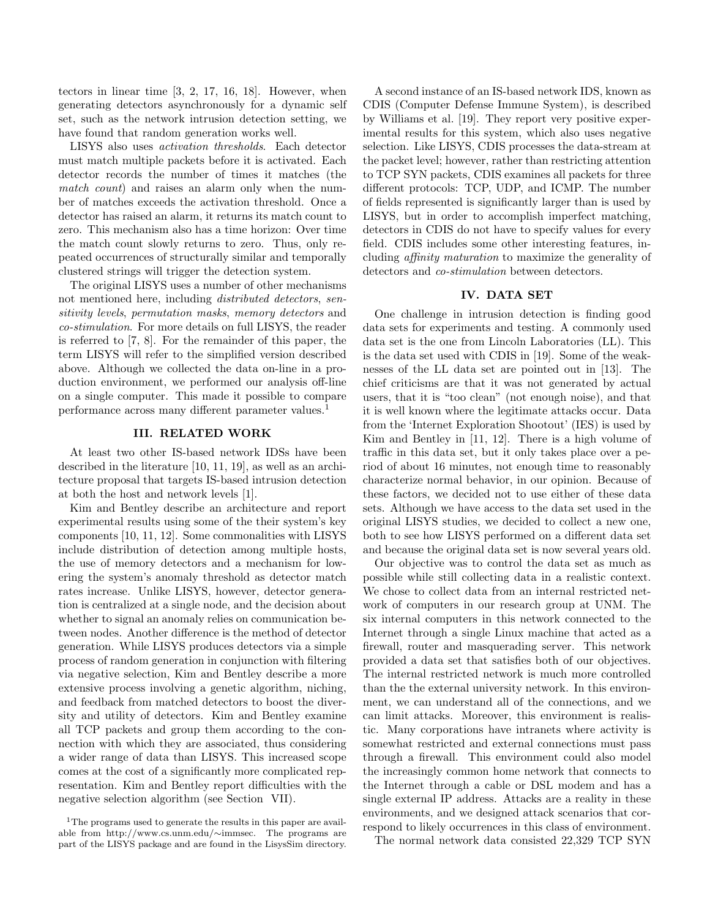tectors in linear time [3, 2, 17, 16, 18]. However, when generating detectors asynchronously for a dynamic self set, such as the network intrusion detection setting, we have found that random generation works well.

LISYS also uses *activation thresholds*. Each detector must match multiple packets before it is activated. Each detector records the number of times it matches (the *match count*) and raises an alarm only when the number of matches exceeds the activation threshold. Once a detector has raised an alarm, it returns its match count to zero. This mechanism also has a time horizon: Over time the match count slowly returns to zero. Thus, only repeated occurrences of structurally similar and temporally clustered strings will trigger the detection system.

The original LISYS uses a number of other mechanisms not mentioned here, including *distributed detectors*, *sensitivity levels*, *permutation masks*, *memory detectors* and *co-stimulation*. For more details on full LISYS, the reader is referred to [7, 8]. For the remainder of this paper, the term LISYS will refer to the simplified version described above. Although we collected the data on-line in a production environment, we performed our analysis off-line on a single computer. This made it possible to compare performance across many different parameter values.[1]

## III. RELATED WORK

At least two other IS-based network IDSs have been described in the literature [10, 11, 19], as well as an architecture proposal that targets IS-based intrusion detection at both the host and network levels [1].

Kim and Bentley describe an architecture and report experimental results using some of the their system's key components [10, 11, 12]. Some commonalities with LISYS include distribution of detection among multiple hosts, the use of memory detectors and a mechanism for lowering the system's anomaly threshold as detector match rates increase. Unlike LISYS, however, detector generation is centralized at a single node, and the decision about whether to signal an anomaly relies on communication between nodes. Another difference is the method of detector generation. While LISYS produces detectors via a simple process of random generation in conjunction with filtering via negative selection, Kim and Bentley describe a more extensive process involving a genetic algorithm, niching, and feedback from matched detectors to boost the diversity and utility of detectors. Kim and Bentley examine all TCP packets and group them according to the connection with which they are associated, thus considering a wider range of data than LISYS. This increased scope comes at the cost of a significantly more complicated representation. Kim and Bentley report difficulties with the negative selection algorithm (see Section VII).

A second instance of an IS-based network IDS, known as CDIS (Computer Defense Immune System), is described by Williams et al. [19]. They report very positive experimental results for this system, which also uses negative selection. Like LISYS, CDIS processes the data-stream at the packet level; however, rather than restricting attention to TCP SYN packets, CDIS examines all packets for three different protocols: TCP, UDP, and ICMP. The number of fields represented is significantly larger than is used by LISYS, but in order to accomplish imperfect matching, detectors in CDIS do not have to specify values for every field. CDIS includes some other interesting features, including *affinity maturation* to maximize the generality of detectors and *co-stimulation* between detectors.

## IV. DATA SET

One challenge in intrusion detection is finding good data sets for experiments and testing. A commonly used data set is the one from Lincoln Laboratories (LL). This is the data set used with CDIS in [19]. Some of the weaknesses of the LL data set are pointed out in [13]. The chief criticisms are that it was not generated by actual users, that it is "too clean" (not enough noise), and that it is well known where the legitimate attacks occur. Data from the 'Internet Exploration Shootout' (IES) is used by Kim and Bentley in [11, 12]. There is a high volume of traffic in this data set, but it only takes place over a period of about 16 minutes, not enough time to reasonably characterize normal behavior, in our opinion. Because of these factors, we decided not to use either of these data sets. Although we have access to the data set used in the original LISYS studies, we decided to collect a new one, both to see how LISYS performed on a different data set and because the original data set is now several years old.

Our objective was to control the data set as much as possible while still collecting data in a realistic context. We chose to collect data from an internal restricted network of computers in our research group at UNM. The six internal computers in this network connected to the Internet through a single Linux machine that acted as a firewall, router and masquerading server. This network provided a data set that satisfies both of our objectives. The internal restricted network is much more controlled than the the external university network. In this environment, we can understand all of the connections, and we can limit attacks. Moreover, this environment is realistic. Many corporations have intranets where activity is somewhat restricted and external connections must pass through a firewall. This environment could also model the increasingly common home network that connects to the Internet through a cable or DSL modem and has a single external IP address. Attacks are a reality in these environments, and we designed attack scenarios that correspond to likely occurrences in this class of environment.

The normal network data consisted 22,329 TCP SYN

[1] The programs used to generate the results in this paper are available from http://www.cs.unm.edu/∼immsec. The programs are part of the LISYS package and are found in the LisysSim directory.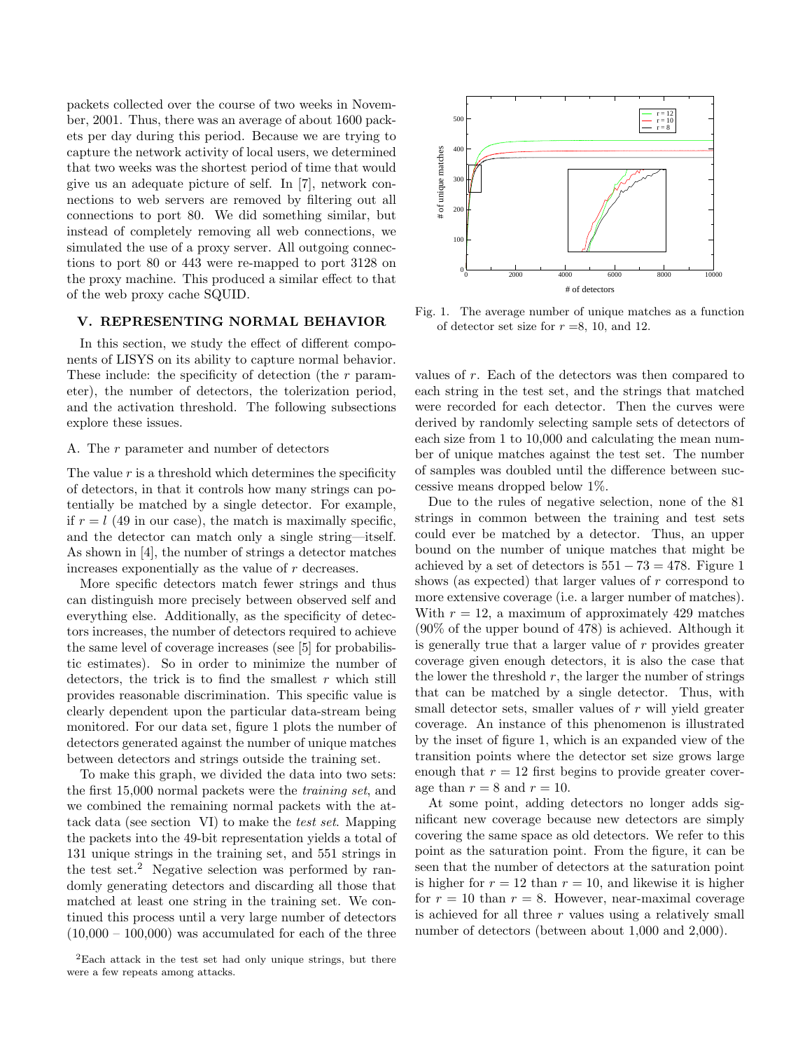packets collected over the course of two weeks in November, 2001. Thus, there was an average of about 1600 packets per day during this period. Because we are trying to capture the network activity of local users, we determined that two weeks was the shortest period of time that would give us an adequate picture of self. In [7], network connections to web servers are removed by filtering out all connections to port 80. We did something similar, but instead of completely removing all web connections, we simulated the use of a proxy server. All outgoing connections to port 80 or 443 were re-mapped to port 3128 on the proxy machine. This produced a similar effect to that of the web proxy cache SQUID.

## V. Representing Normal Behavior

In this section, we study the effect of different components of LISYS on its ability to capture normal behavior. These include: the specificity of detection (the $r$ parameter), the number of detectors, the tolerization period, and the activation threshold. The following subsections explore these issues.

### A. The $r$ parameter and number of detectors

The value $r$ is a threshold which determines the specificity of detectors, in that it controls how many strings can potentially be matched by a single detector. For example, if $r = l$ (49 in our case), the match is maximally specific, and the detector can match only a single string—itself. As shown in [4], the number of strings a detector matches increases exponentially as the value of $r$ decreases.

More specific detectors match fewer strings and thus can distinguish more precisely between observed self and everything else. Additionally, as the specificity of detectors increases, the number of detectors required to achieve the same level of coverage increases (see [5] for probabilistic estimates). So in order to minimize the number of detectors, the trick is to find the smallest $r$ which still provides reasonable discrimination. This specific value is clearly dependent upon the particular data-stream being monitored. For our data set, figure 1 plots the number of detectors against the number of unique matches between detectors and strings outside the training set.

To make this graph, we divided the data into two sets: the first 15,000 normal packets were the *training set*, and we combined the remaining normal packets with the attack data (see section VI) to make the *test set*. Mapping the packets into the 49-bit representation yields a total of 131 unique strings in the training set, and 551 strings in the test set.[2] Negative selection was performed by randomly generating detectors and discarding all those that matched at least one string in the training set. We continued this process until a very large number of detectors (10,000 – 100,000) was accumulated for each of the three

[2]Each attack in the test set had only unique strings, but there were a few repeats among attacks.

Fig. 1. The average number of unique matches as a function of detector set size for $r$ =8, 10, and 12.

values of $r$. Each of the detectors was then compared to each string in the test set, and the strings that matched were recorded for each detector. Then the curves were derived by randomly selecting sample sets of detectors of each size from 1 to 10,000 and calculating the mean number of unique matches against the test set. The number of samples was doubled until the difference between successive means dropped below 1%.

Due to the rules of negative selection, none of the 81 strings in common between the training and test sets could ever be matched by a detector. Thus, an upper bound on the number of unique matches that might be achieved by a set of detectors is $551 - 73 = 478$. Figure 1 shows (as expected) that larger values of $r$ correspond to more extensive coverage (i.e. a larger number of matches). With $r = 12$, a maximum of approximately 429 matches (90% of the upper bound of 478) is achieved. Although it is generally true that a larger value of $r$ provides greater coverage given enough detectors, it is also the case that the lower the threshold $r$, the larger the number of strings that can be matched by a single detector. Thus, with small detector sets, smaller values of $r$ will yield greater coverage. An instance of this phenomenon is illustrated by the inset of figure 1, which is an expanded view of the transition points where the detector set size grows large enough that $r = 12$ first begins to provide greater coverage than $r = 8$ and $r = 10$.

At some point, adding detectors no longer adds significant new coverage because new detectors are simply covering the same space as old detectors. We refer to this point as the saturation point. From the figure, it can be seen that the number of detectors at the saturation point is higher for $r = 12$ than $r = 10$, and likewise it is higher for $r = 10$ than $r = 8$. However, near-maximal coverage is achieved for all three $r$ values using a relatively small number of detectors (between about 1,000 and 2,000).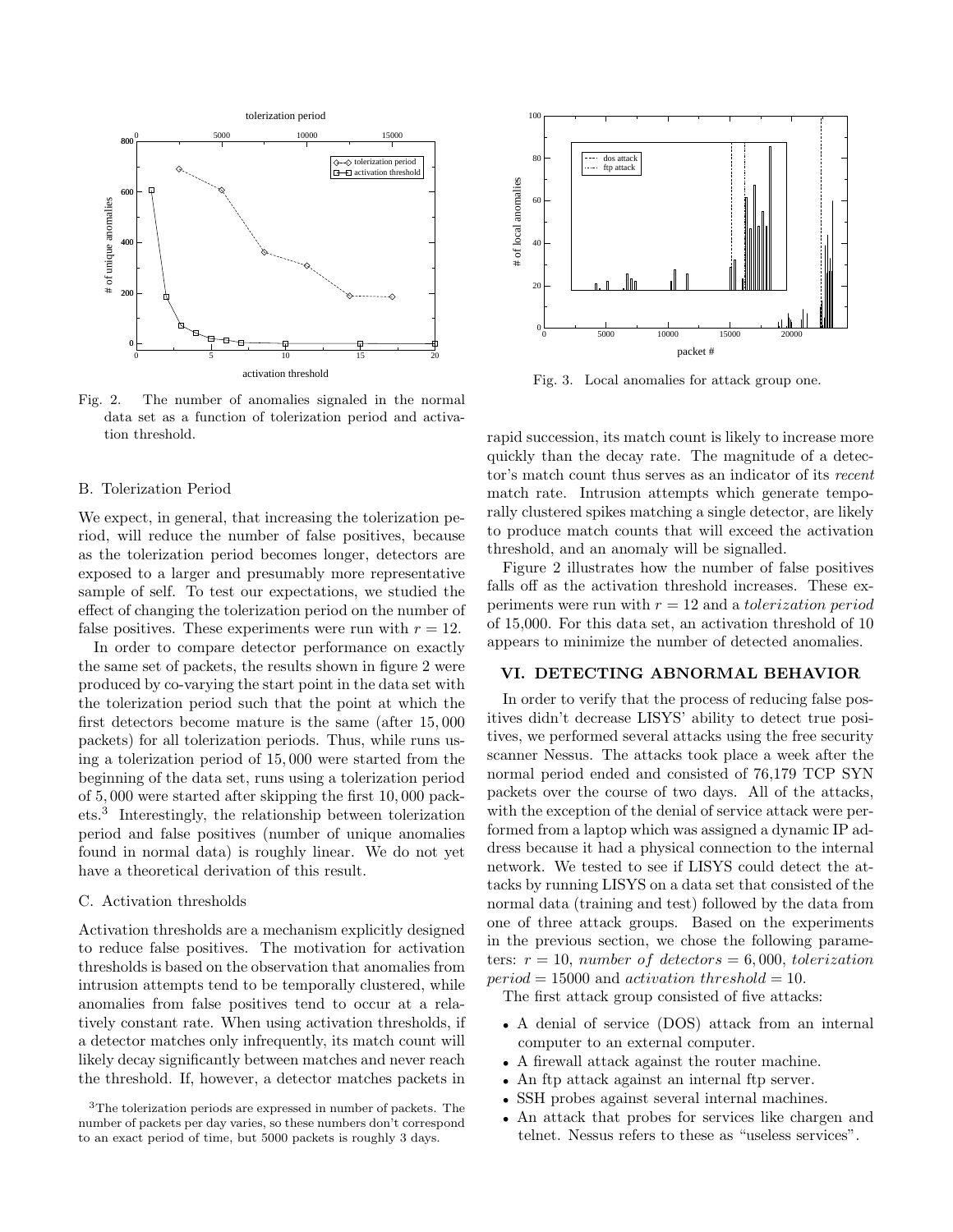Fig. 2. The number of anomalies signaled in the normal data set as a function of tolerization period and activation threshold.

Fig. 3. Local anomalies for attack group one.

### B. Tolerization Period

We expect, in general, that increasing the tolerization period, will reduce the number of false positives, because as the tolerization period becomes longer, detectors are exposed to a larger and presumably more representative sample of self. To test our expectations, we studied the effect of changing the tolerization period on the number of false positives. These experiments were run with $r = 12$.

In order to compare detector performance on exactly the same set of packets, the results shown in figure 2 were produced by co-varying the start point in the data set with the tolerization period such that the point at which the first detectors become mature is the same (after $15,000$ packets) for all tolerization periods. Thus, while runs using a tolerization period of $15,000$ were started from the beginning of the data set, runs using a tolerization period of $5,000$ were started after skipping the first $10,000$ packets.[3] Interestingly, the relationship between tolerization period and false positives (number of unique anomalies found in normal data) is roughly linear. We do not yet have a theoretical derivation of this result.

### C. Activation thresholds

Activation thresholds are a mechanism explicitly designed to reduce false positives. The motivation for activation thresholds is based on the observation that anomalies from intrusion attempts tend to be temporally clustered, while anomalies from false positives tend to occur at a relatively constant rate. When using activation thresholds, if a detector matches only infrequently, its match count will likely decay significantly between matches and never reach the threshold. If, however, a detector matches packets in rapid succession, its match count is likely to increase more quickly than the decay rate. The magnitude of a detector's match count thus serves as an indicator of its *recent* match rate. Intrusion attempts which generate temporally clustered spikes matching a single detector, are likely to produce match counts that will exceed the activation threshold, and an anomaly will be signalled.

Figure 2 illustrates how the number of false positives falls off as the activation threshold increases. These experiments were run with $r = 12$ and a *tolerization period* of 15,000. For this data set, an activation threshold of 10 appears to minimize the number of detected anomalies.

[3]The tolerization periods are expressed in number of packets. The number of packets per day varies, so these numbers don't correspond to an exact period of time, but 5000 packets is roughly 3 days.

## VI. Detecting Abnormal Behavior

In order to verify that the process of reducing false positives didn't decrease LISYS' ability to detect true positives, we performed several attacks using the free security scanner Nessus. The attacks took place a week after the normal period ended and consisted of 76,179 TCP SYN packets over the course of two days. All of the attacks, with the exception of the denial of service attack were performed from a laptop which was assigned a dynamic IP address because it had a physical connection to the internal network. We tested to see if LISYS could detect the attacks by running LISYS on a data set that consisted of the normal data (training and test) followed by the data from one of three attack groups. Based on the experiments in the previous section, we chose the following parameters: $r = 10$, *number of detectors* $= 6,000$, *tolerization period* $= 15000$ and *activation threshold* $= 10$.

The first attack group consisted of five attacks:

- A denial of service (DOS) attack from an internal computer to an external computer.
- A firewall attack against the router machine.
- An ftp attack against an internal ftp server.
- SSH probes against several internal machines.
- An attack that probes for services like chargen and telnet. Nessus refers to these as "useless services".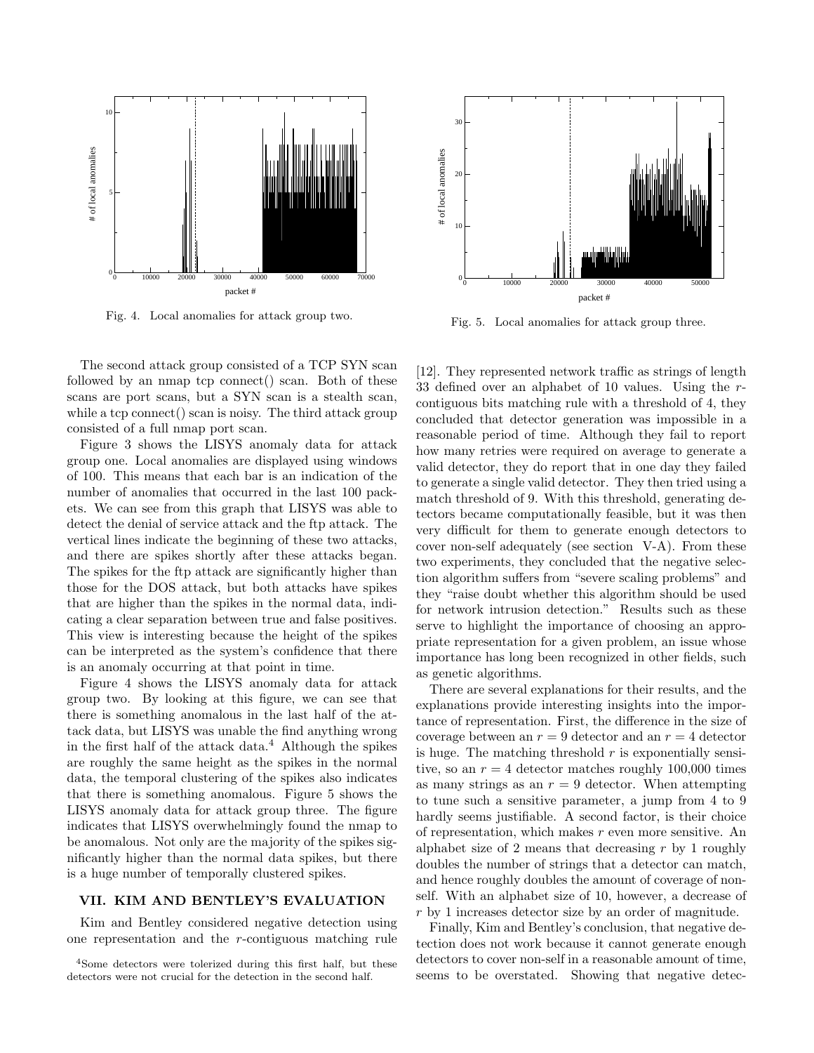Fig. 4. Local anomalies for attack group two.

Fig. 5. Local anomalies for attack group three.

The second attack group consisted of a TCP SYN scan followed by an nmap tcp connect() scan. Both of these scans are port scans, but a SYN scan is a stealth scan, while a tcp connect() scan is noisy. The third attack group consisted of a full nmap port scan.

Figure 3 shows the LISYS anomaly data for attack group one. Local anomalies are displayed using windows of 100. This means that each bar is an indication of the number of anomalies that occurred in the last 100 packets. We can see from this graph that LISYS was able to detect the denial of service attack and the ftp attack. The vertical lines indicate the beginning of these two attacks, and there are spikes shortly after these attacks began. The spikes for the ftp attack are significantly higher than those for the DOS attack, but both attacks have spikes that are higher than the spikes in the normal data, indicating a clear separation between true and false positives. This view is interesting because the height of the spikes can be interpreted as the system's confidence that there is an anomaly occurring at that point in time.

Figure 4 shows the LISYS anomaly data for attack group two. By looking at this figure, we can see that there is something anomalous in the last half of the attack data, but LISYS was unable the find anything wrong in the first half of the attack data.[4] Although the spikes are roughly the same height as the spikes in the normal data, the temporal clustering of the spikes also indicates that there is something anomalous. Figure 5 shows the LISYS anomaly data for attack group three. The figure indicates that LISYS overwhelmingly found the nmap to be anomalous. Not only are the majority of the spikes significantly higher than the normal data spikes, but there is a huge number of temporally clustered spikes.

## VII. Kim and Bentley's Evaluation

Kim and Bentley considered negative detection using one representation and the $r$-contiguous matching rule [12]. They represented network traffic as strings of length 33 defined over an alphabet of 10 values. Using the $r$-contiguous bits matching rule with a threshold of 4, they concluded that detector generation was impossible in a reasonable period of time. Although they fail to report how many retries were required on average to generate a valid detector, they do report that in one day they failed to generate a single valid detector. They then tried using a match threshold of 9. With this threshold, generating detectors became computationally feasible, but it was then very difficult for them to generate enough detectors to cover non-self adequately (see section V-A). From these two experiments, they concluded that the negative selection algorithm suffers from "severe scaling problems" and they "raise doubt whether this algorithm should be used for network intrusion detection." Results such as these serve to highlight the importance of choosing an appropriate representation for a given problem, an issue whose importance has long been recognized in other fields, such as genetic algorithms.

There are several explanations for their results, and the explanations provide interesting insights into the importance of representation. First, the difference in the size of coverage between an $r = 9$ detector and an $r = 4$ detector is huge. The matching threshold $r$ is exponentially sensitive, so an $r = 4$ detector matches roughly 100,000 times as many strings as an $r = 9$ detector. When attempting to tune such a sensitive parameter, a jump from 4 to 9 hardly seems justifiable. A second factor, is their choice of representation, which makes $r$ even more sensitive. An alphabet size of 2 means that decreasing $r$ by 1 roughly doubles the number of strings that a detector can match, and hence roughly doubles the amount of coverage of non-self. With an alphabet size of 10, however, a decrease of $r$ by 1 increases detector size by an order of magnitude.

Finally, Kim and Bentley's conclusion, that negative detection does not work because it cannot generate enough detectors to cover non-self in a reasonable amount of time, seems to be overstated. Showing that negative detec-

[4] Some detectors were tolerized during this first half, but these detectors were not crucial for the detection in the second half.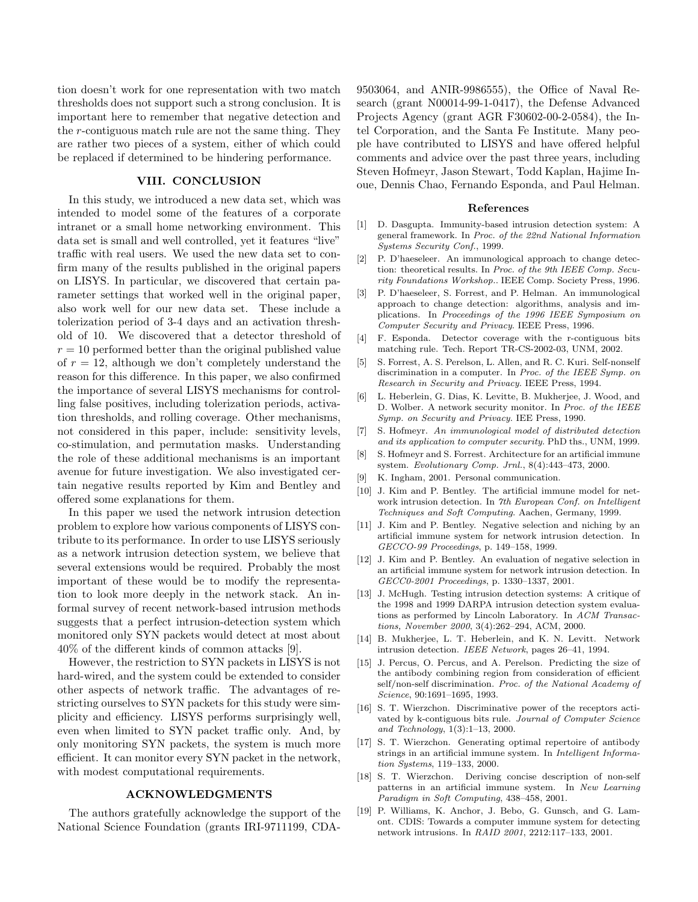tion doesn't work for one representation with two match thresholds does not support such a strong conclusion. It is important here to remember that negative detection and the $r$-contiguous match rule are not the same thing. They are rather two pieces of a system, either of which could be replaced if determined to be hindering performance.

## VIII. CONCLUSION

In this study, we introduced a new data set, which was intended to model some of the features of a corporate intranet or a small home networking environment. This data set is small and well controlled, yet it features "live" traffic with real users. We used the new data set to confirm many of the results published in the original papers on LISYS. In particular, we discovered that certain parameter settings that worked well in the original paper, also work well for our new data set. These include a tolerization period of 3-4 days and an activation threshold of 10. We discovered that a detector threshold of $r = 10$ performed better than the original published value of $r = 12$, although we don't completely understand the reason for this difference. In this paper, we also confirmed the importance of several LISYS mechanisms for controlling false positives, including tolerization periods, activation thresholds, and rolling coverage. Other mechanisms, not considered in this paper, include: sensitivity levels, co-stimulation, and permutation masks. Understanding the role of these additional mechanisms is an important avenue for future investigation. We also investigated certain negative results reported by Kim and Bentley and offered some explanations for them.

In this paper we used the network intrusion detection problem to explore how various components of LISYS contribute to its performance. In order to use LISYS seriously as a network intrusion detection system, we believe that several extensions would be required. Probably the most important of these would be to modify the representation to look more deeply in the network stack. An informal survey of recent network-based intrusion methods suggests that a perfect intrusion-detection system which monitored only SYN packets would detect at most about 40% of the different kinds of common attacks [9].

However, the restriction to SYN packets in LISYS is not hard-wired, and the system could be extended to consider other aspects of network traffic. The advantages of restricting ourselves to SYN packets for this study were simplicity and efficiency. LISYS performs surprisingly well, even when limited to SYN packet traffic only. And, by only monitoring SYN packets, the system is much more efficient. It can monitor every SYN packet in the network, with modest computational requirements.

## ACKNOWLEDGMENTS

The authors gratefully acknowledge the support of the National Science Foundation (grants IRI-9711199, CDA-9503064, and ANIR-9986555), the Office of Naval Research (grant N00014-99-1-0417), the Defense Advanced Projects Agency (grant AGR F30602-00-2-0584), the Intel Corporation, and the Santa Fe Institute. Many people have contributed to LISYS and have offered helpful comments and advice over the past three years, including Steven Hofmeyr, Jason Stewart, Todd Kaplan, Hajime Inoue, Dennis Chao, Fernando Esponda, and Paul Helman.

## References

[1] D. Dasgupta. Immunity-based intrusion detection system: A general framework. In *Proc. of the 22nd National Information Systems Security Conf.*, 1999.

[2] P. D'haeseleer. An immunological approach to change detection: theoretical results. In *Proc. of the 9th IEEE Comp. Security Foundations Workshop.*. IEEE Comp. Society Press, 1996.

[3] P. D'haeseleer, S. Forrest, and P. Helman. An immunological approach to change detection: algorithms, analysis and implications. In *Proceedings of the 1996 IEEE Symposium on Computer Security and Privacy*. IEEE Press, 1996.

[4] F. Esponda. Detector coverage with the r-contiguous bits matching rule. Tech. Report TR-CS-2002-03, UNM, 2002.

[5] S. Forrest, A. S. Perelson, L. Allen, and R. C. Kuri. Self-nonself discrimination in a computer. In *Proc. of the IEEE Symp. on Research in Security and Privacy*. IEEE Press, 1994.

[6] L. Heberlein, G. Dias, K. Levitte, B. Mukherjee, J. Wood, and D. Wolber. A network security monitor. In *Proc. of the IEEE Symp. on Security and Privacy*. IEE Press, 1990.

[7] S. Hofmeyr. *An immunological model of distributed detection and its application to computer security.* PhD ths., UNM, 1999.

[8] S. Hofmeyr and S. Forrest. Architecture for an artificial immune system. *Evolutionary Comp. Jrnl.*, 8(4):443–473, 2000.

[9] K. Ingham, 2001. Personal communication.

[10] J. Kim and P. Bentley. The artificial immune model for network intrusion detection. In *7th European Conf. on Intelligent Techniques and Soft Computing*. Aachen, Germany, 1999.

[11] J. Kim and P. Bentley. Negative selection and niching by an artificial immune system for network intrusion detection. In *GECCO-99 Proceedings*, p. 149–158, 1999.

[12] J. Kim and P. Bentley. An evaluation of negative selection in an artificial immune system for network intrusion detection. In *GECC0-2001 Proceedings*, p. 1330–1337, 2001.

[13] J. McHugh. Testing intrusion detection systems: A critique of the 1998 and 1999 DARPA intrusion detection system evaluations as performed by Lincoln Laboratory. In *ACM Transactions, November 2000*, 3(4):262–294, ACM, 2000.

[14] B. Mukherjee, L. T. Heberlein, and K. N. Levitt. Network intrusion detection. *IEEE Network*, pages 26–41, 1994.

[15] J. Percus, O. Percus, and A. Perelson. Predicting the size of the antibody combining region from consideration of efficient self/non-self discrimination. *Proc. of the National Academy of Science*, 90:1691–1695, 1993.

[16] S. T. Wierzchon. Discriminative power of the receptors activated by k-contiguous bits rule. *Journal of Computer Science and Technology*, 1(3):1–13, 2000.

[17] S. T. Wierzchon. Generating optimal repertoire of antibody strings in an artificial immune system. In *Intelligent Information Systems*, 119–133, 2000.

[18] S. T. Wierzchon. Deriving concise description of non-self patterns in an artificial immune system. In *New Learning Paradigm in Soft Computing*, 438–458, 2001.

[19] P. Williams, K. Anchor, J. Bebo, G. Gunsch, and G. Lamont. CDIS: Towards a computer immune system for detecting network intrusions. In *RAID 2001*, 2212:117–133, 2001.